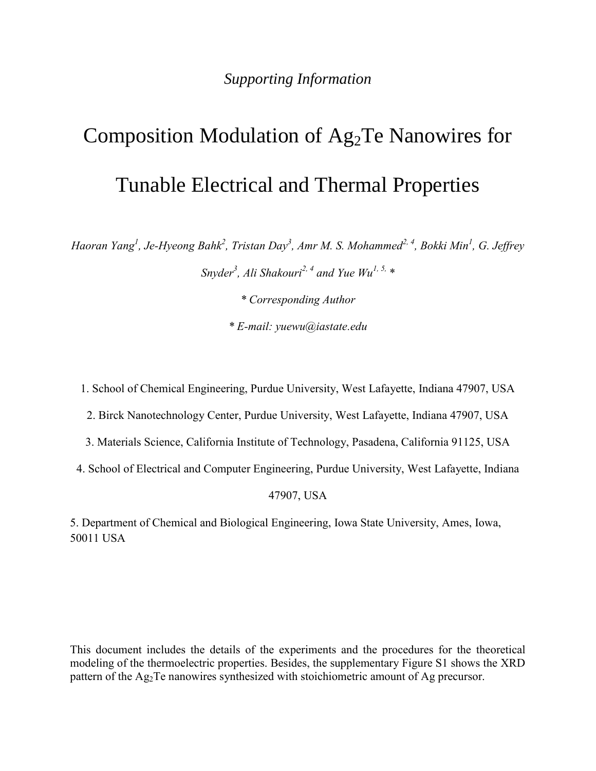*Supporting Information*

# Composition Modulation of $Ag_2Te$ Nanowires for Tunable Electrical and Thermal Properties

*Haoran Yang[1], Je-Hyeong Bahk[2], Tristan Day[3], Amr M. S. Mohammed[2, 4], Bokki Min[1], G. Jeffrey Snyder[3], Ali Shakouri[2, 4] and Yue Wu[1, 5,] **

*\* Corresponding Author*

*\* E-mail: yuewu@iastate.edu*

1. School of Chemical Engineering, Purdue University, West Lafayette, Indiana 47907, USA
2. Birck Nanotechnology Center, Purdue University, West Lafayette, Indiana 47907, USA
3. Materials Science, California Institute of Technology, Pasadena, California 91125, USA
4. School of Electrical and Computer Engineering, Purdue University, West Lafayette, Indiana 47907, USA
5. Department of Chemical and Biological Engineering, Iowa State University, Ames, Iowa, 50011 USA

This document includes the details of the experiments and the procedures for the theoretical modeling of the thermoelectric properties. Besides, the supplementary Figure S1 shows the XRD pattern of the $Ag_2Te$ nanowires synthesized with stoichiometric amount of Ag precursor.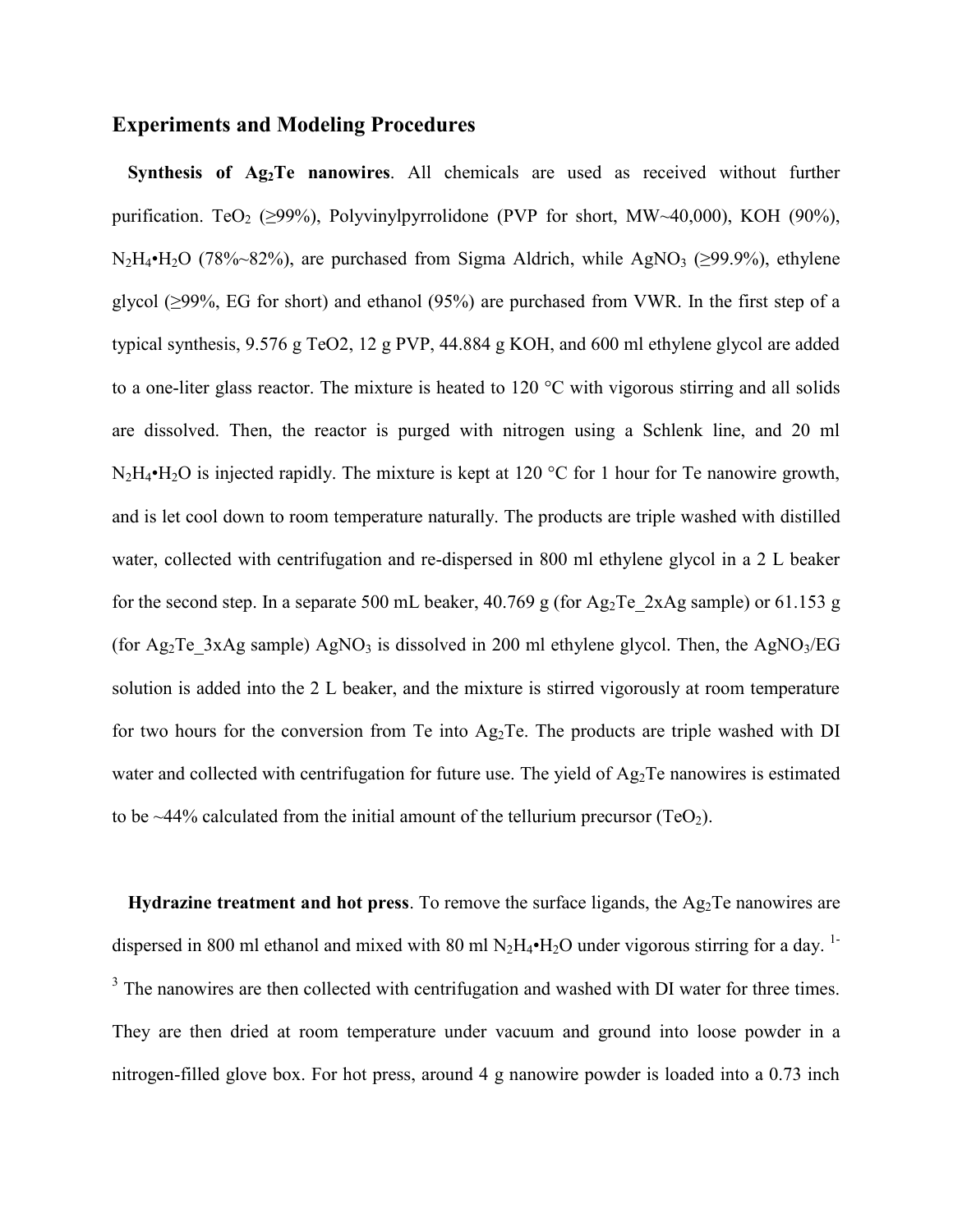## Experiments and Modeling Procedures

**Synthesis of $Ag_2Te$ nanowires**. All chemicals are used as received without further purification. $TeO_2$ (≥99%), Polyvinylpyrrolidone (PVP for short, MW~40,000), KOH (90%), $N_2H_4 \cdot H_2O$ (78%~82%), are purchased from Sigma Aldrich, while $AgNO_3$ (≥99.9%), ethylene glycol (≥99%, EG for short) and ethanol (95%) are purchased from VWR. In the first step of a typical synthesis, 9.576 g TeO2, 12 g PVP, 44.884 g KOH, and 600 ml ethylene glycol are added to a one-liter glass reactor. The mixture is heated to 120 °C with vigorous stirring and all solids are dissolved. Then, the reactor is purged with nitrogen using a Schlenk line, and 20 ml $N_2H_4 \cdot H_2O$ is injected rapidly. The mixture is kept at 120 °C for 1 hour for Te nanowire growth, and is let cool down to room temperature naturally. The products are triple washed with distilled water, collected with centrifugation and re-dispersed in 800 ml ethylene glycol in a 2 L beaker for the second step. In a separate 500 mL beaker, 40.769 g (for $Ag_2Te$_2xAg sample) or 61.153 g (for $Ag_2Te$_3xAg sample) $AgNO_3$ is dissolved in 200 ml ethylene glycol. Then, the $AgNO_3$/EG solution is added into the 2 L beaker, and the mixture is stirred vigorously at room temperature for two hours for the conversion from Te into $Ag_2Te$. The products are triple washed with DI water and collected with centrifugation for future use. The yield of $Ag_2Te$ nanowires is estimated to be ~44% calculated from the initial amount of the tellurium precursor ($TeO_2$).

**Hydrazine treatment and hot press**. To remove the surface ligands, the $Ag_2Te$ nanowires are dispersed in 800 ml ethanol and mixed with 80 ml $N_2H_4 \cdot H_2O$ under vigorous stirring for a day. [1-3] The nanowires are then collected with centrifugation and washed with DI water for three times. They are then dried at room temperature under vacuum and ground into loose powder in a nitrogen-filled glove box. For hot press, around 4 g nanowire powder is loaded into a 0.73 inch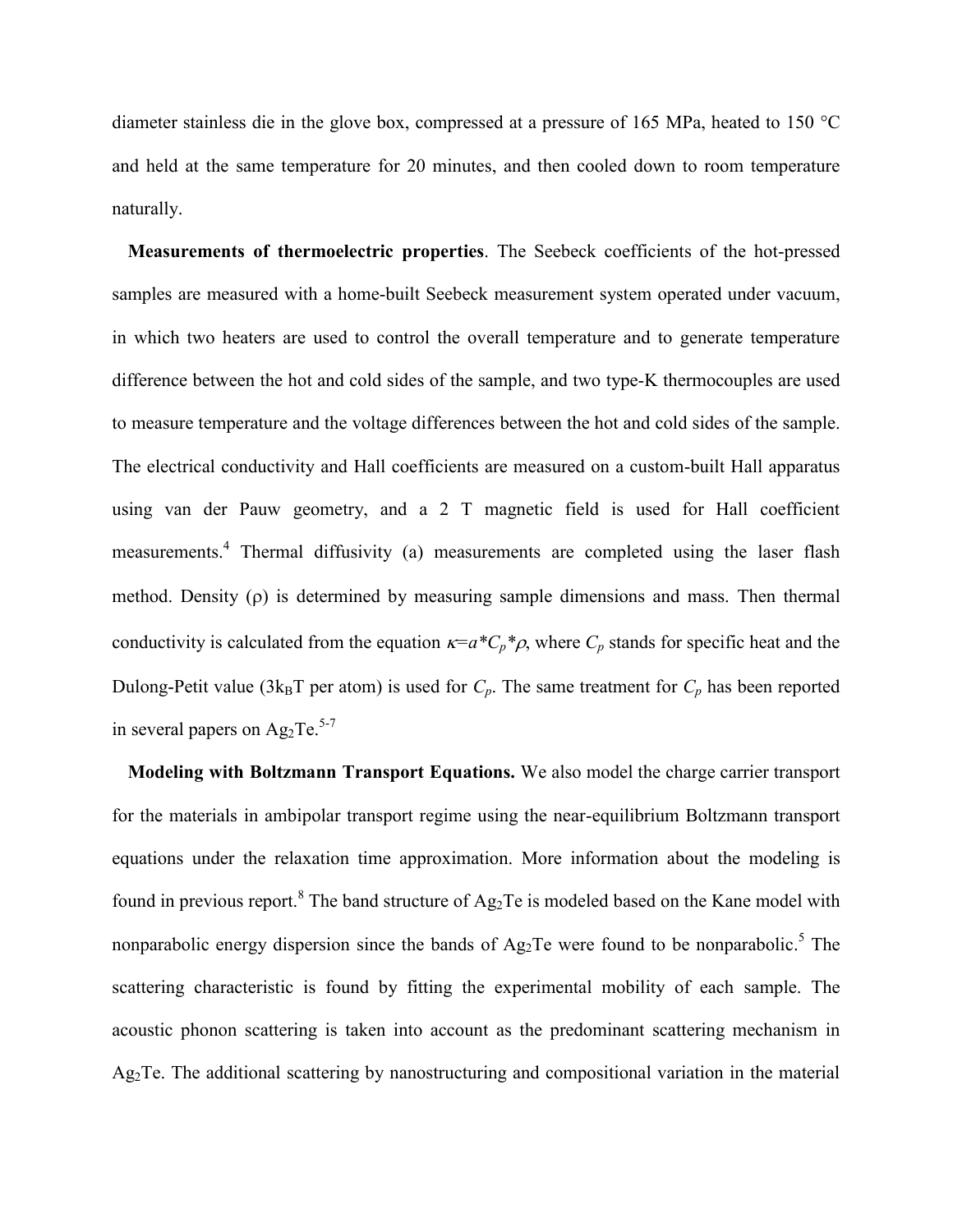diameter stainless die in the glove box, compressed at a pressure of 165 MPa, heated to 150 °C and held at the same temperature for 20 minutes, and then cooled down to room temperature naturally.

**Measurements of thermoelectric properties**. The Seebeck coefficients of the hot-pressed samples are measured with a home-built Seebeck measurement system operated under vacuum, in which two heaters are used to control the overall temperature and to generate temperature difference between the hot and cold sides of the sample, and two type-K thermocouples are used to measure temperature and the voltage differences between the hot and cold sides of the sample. The electrical conductivity and Hall coefficients are measured on a custom-built Hall apparatus using van der Pauw geometry, and a 2 T magnetic field is used for Hall coefficient measurements.[4] Thermal diffusivity (a) measurements are completed using the laser flash method. Density (ρ) is determined by measuring sample dimensions and mass. Then thermal conductivity is calculated from the equation $\kappa = a * C_p * \rho$, where $C_p$ stands for specific heat and the Dulong-Petit value ($3k_BT$ per atom) is used for $C_p$. The same treatment for $C_p$ has been reported in several papers on $Ag_2Te$.[5-7]

**Modeling with Boltzmann Transport Equations.** We also model the charge carrier transport for the materials in ambipolar transport regime using the near-equilibrium Boltzmann transport equations under the relaxation time approximation. More information about the modeling is found in previous report.[8] The band structure of $Ag_2Te$ is modeled based on the Kane model with nonparabolic energy dispersion since the bands of $Ag_2Te$ were found to be nonparabolic.[5] The scattering characteristic is found by fitting the experimental mobility of each sample. The acoustic phonon scattering is taken into account as the predominant scattering mechanism in $Ag_2Te$. The additional scattering by nanostructuring and compositional variation in the material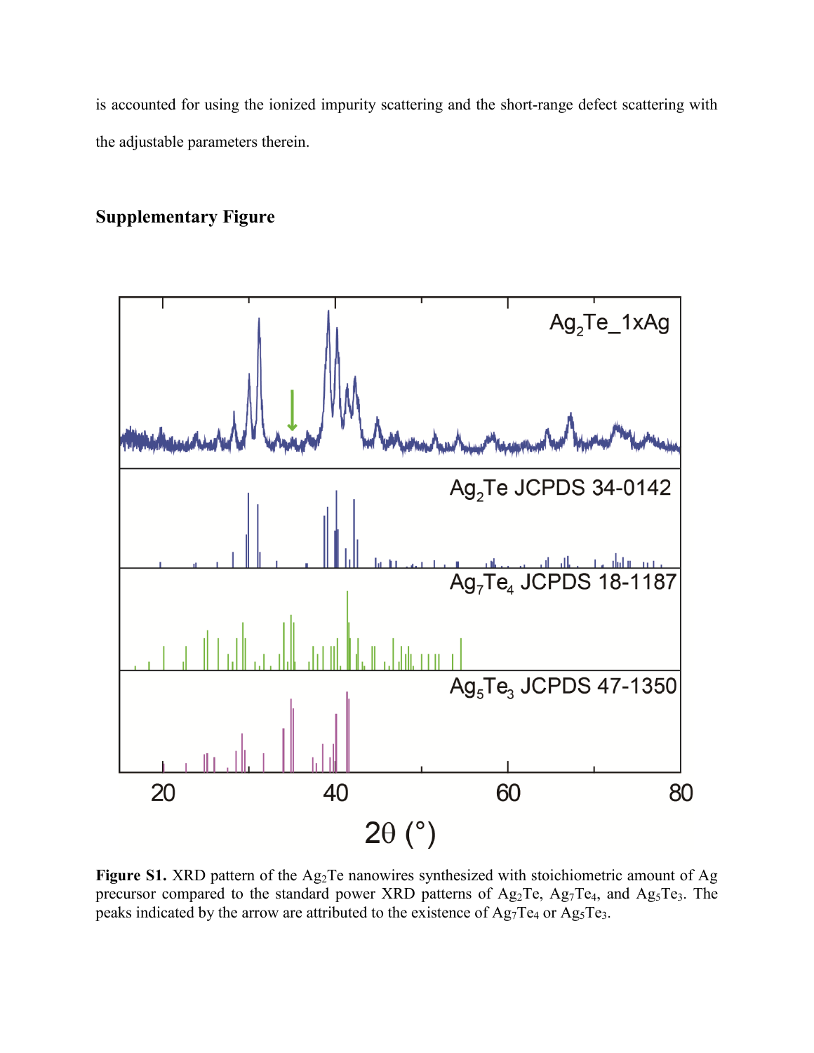is accounted for using the ionized impurity scattering and the short-range defect scattering with the adjustable parameters therein.

## Supplementary Figure

**Figure S1.** XRD pattern of the $Ag_2Te$ nanowires synthesized with stoichiometric amount of Ag precursor compared to the standard power XRD patterns of $Ag_2Te$, $Ag_7Te_4$, and $Ag_5Te_3$. The peaks indicated by the arrow are attributed to the existence of $Ag_7Te_4$ or $Ag_5Te_3$.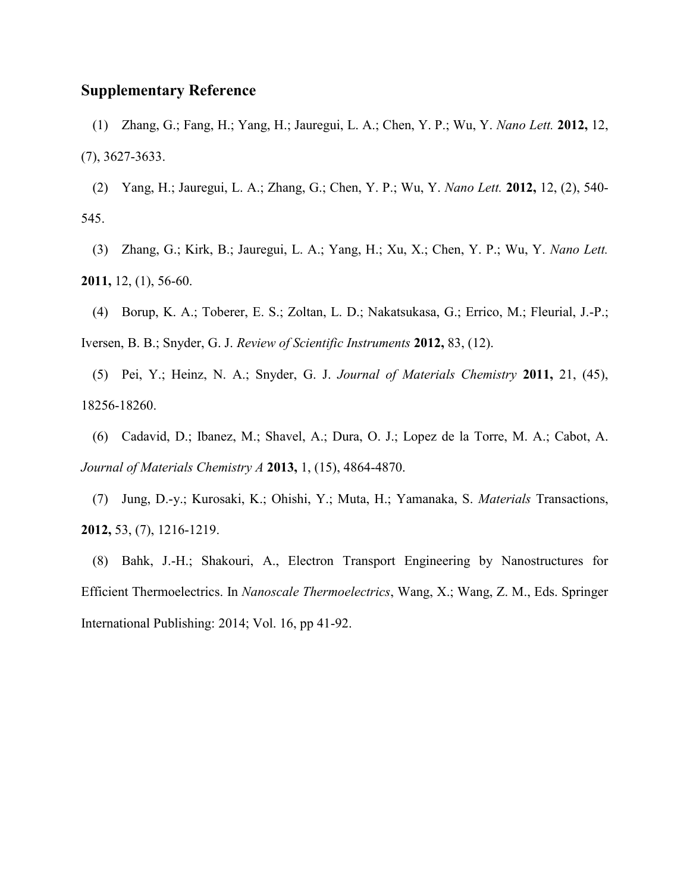## Supplementary Reference

(1) Zhang, G.; Fang, H.; Yang, H.; Jauregui, L. A.; Chen, Y. P.; Wu, Y. *Nano Lett.* **2012,** 12, (7), 3627-3633.

(2) Yang, H.; Jauregui, L. A.; Zhang, G.; Chen, Y. P.; Wu, Y. *Nano Lett.* **2012,** 12, (2), 540-545.

(3) Zhang, G.; Kirk, B.; Jauregui, L. A.; Yang, H.; Xu, X.; Chen, Y. P.; Wu, Y. *Nano Lett.* **2011,** 12, (1), 56-60.

(4) Borup, K. A.; Toberer, E. S.; Zoltan, L. D.; Nakatsukasa, G.; Errico, M.; Fleurial, J.-P.; Iversen, B. B.; Snyder, G. J. *Review of Scientific Instruments* **2012,** 83, (12).

(5) Pei, Y.; Heinz, N. A.; Snyder, G. J. *Journal of Materials Chemistry* **2011,** 21, (45), 18256-18260.

(6) Cadavid, D.; Ibanez, M.; Shavel, A.; Dura, O. J.; Lopez de la Torre, M. A.; Cabot, A. *Journal of Materials Chemistry A* **2013,** 1, (15), 4864-4870.

(7) Jung, D.-y.; Kurosaki, K.; Ohishi, Y.; Muta, H.; Yamanaka, S. *Materials* Transactions, **2012,** 53, (7), 1216-1219.

(8) Bahk, J.-H.; Shakouri, A., Electron Transport Engineering by Nanostructures for Efficient Thermoelectrics. In *Nanoscale Thermoelectrics*, Wang, X.; Wang, Z. M., Eds. Springer International Publishing: 2014; Vol. 16, pp 41-92.